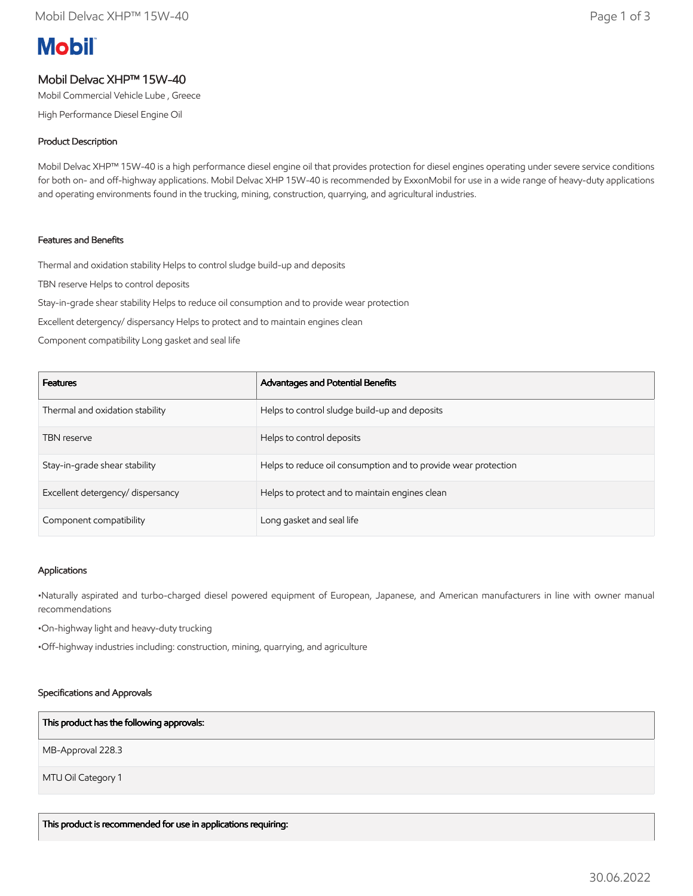Mobil

# Mobil Delvac XHP™ 15W-40

Mobil Commercial Vehicle Lube , Greece

High Performance Diesel Engine Oil

## Product Description

Mobil Delvac XHP™ 15W-40 is a high performance diesel engine oil that provides protection for diesel engines operating under severe service conditions for both on- and off-highway applications. Mobil Delvac XHP 15W-40 is recommended by ExxonMobil for use in a wide range of heavy-duty applications and operating environments found in the trucking, mining, construction, quarrying, and agricultural industries.

## Features and Benefits

Thermal and oxidation stability Helps to control sludge build-up and deposits

TBN reserve Helps to control deposits

Stay-in-grade shear stability Helps to reduce oil consumption and to provide wear protection

Excellent detergency/ dispersancy Helps to protect and to maintain engines clean

Component compatibility Long gasket and seal life

| Features | Advantages and Potential Benefits |
| --- | --- |
| Thermal and oxidation stability | Helps to control sludge build-up and deposits |
| TBN reserve | Helps to control deposits |
| Stay-in-grade shear stability | Helps to reduce oil consumption and to provide wear protection |
| Excellent detergency/ dispersancy | Helps to protect and to maintain engines clean |
| Component compatibility | Long gasket and seal life |

## Applications

•Naturally aspirated and turbo-charged diesel powered equipment of European, Japanese, and American manufacturers in line with owner manual recommendations

•On-highway light and heavy-duty trucking

•Off-highway industries including: construction, mining, quarrying, and agriculture

## Specifications and Approvals

| This product has the following approvals: |
| --- |
| MB-Approval 228.3 |
| MTU Oil Category 1 |

| This product is recommended for use in applications requiring: |
| --- |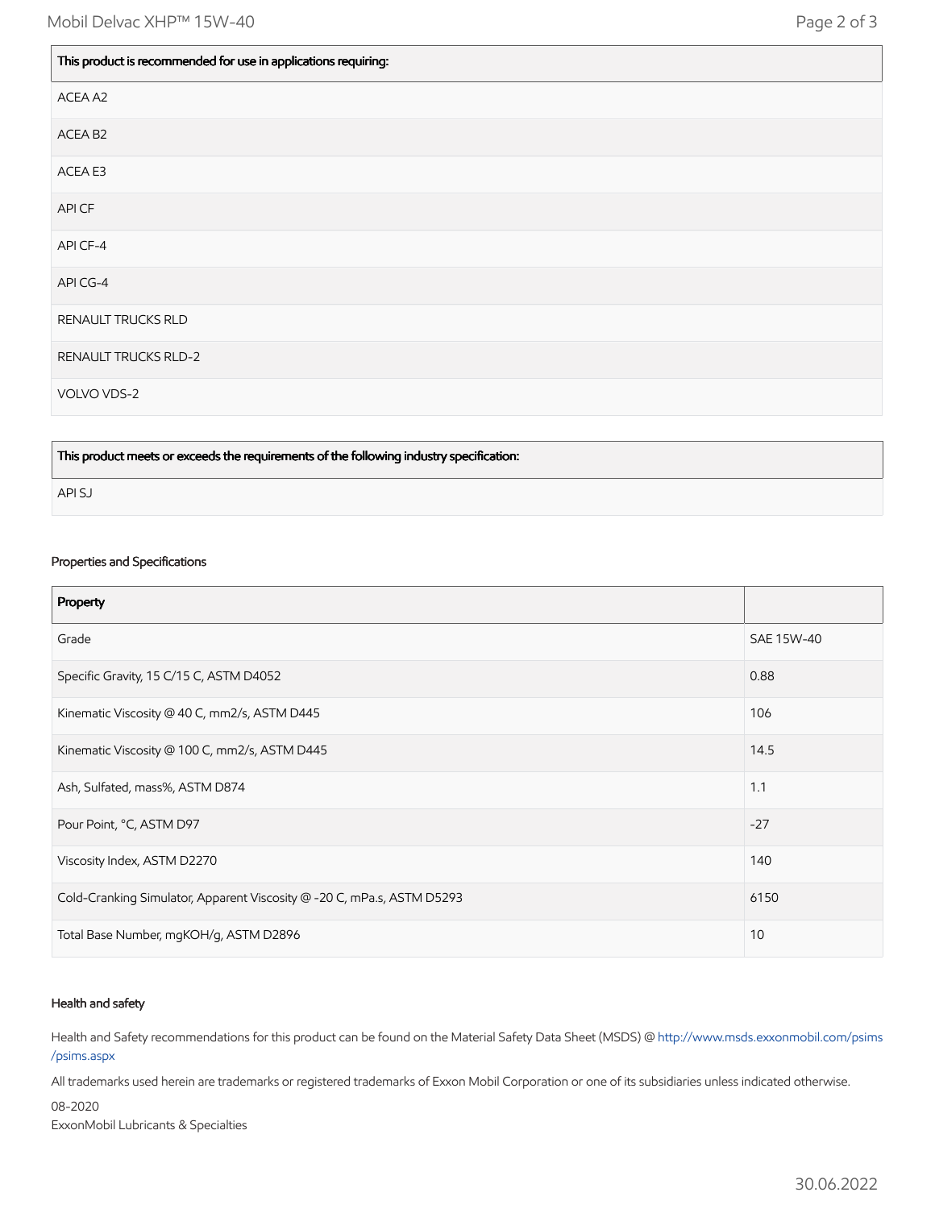| This product is recommended for use in applications requiring: |
|---|
| ACEA A2 |
| ACEA B2 |
| ACEA E3 |
| API CF |
| API CF-4 |
| API CG-4 |
| RENAULT TRUCKS RLD |
| RENAULT TRUCKS RLD-2 |
| VOLVO VDS-2 |

| This product meets or exceeds the requirements of the following industry specification: |
|---|
| API SJ |

### Properties and Specifications

| Property | |
|---|---|
| Grade | SAE 15W-40 |
| Specific Gravity, 15 C/15 C, ASTM D4052 | 0.88 |
| Kinematic Viscosity @ 40 C, mm2/s, ASTM D445 | 106 |
| Kinematic Viscosity @ 100 C, mm2/s, ASTM D445 | 14.5 |
| Ash, Sulfated, mass%, ASTM D874 | 1.1 |
| Pour Point, °C, ASTM D97 | -27 |
| Viscosity Index, ASTM D2270 | 140 |
| Cold-Cranking Simulator, Apparent Viscosity @ -20 C, mPa.s, ASTM D5293 | 6150 |
| Total Base Number, mgKOH/g, ASTM D2896 | 10 |

### Health and safety

Health and Safety recommendations for this product can be found on the Material Safety Data Sheet (MSDS) @ http://www.msds.exxonmobil.com/psims/psims.aspx

All trademarks used herein are trademarks or registered trademarks of Exxon Mobil Corporation or one of its subsidiaries unless indicated otherwise.

08-2020

ExxonMobil Lubricants & Specialties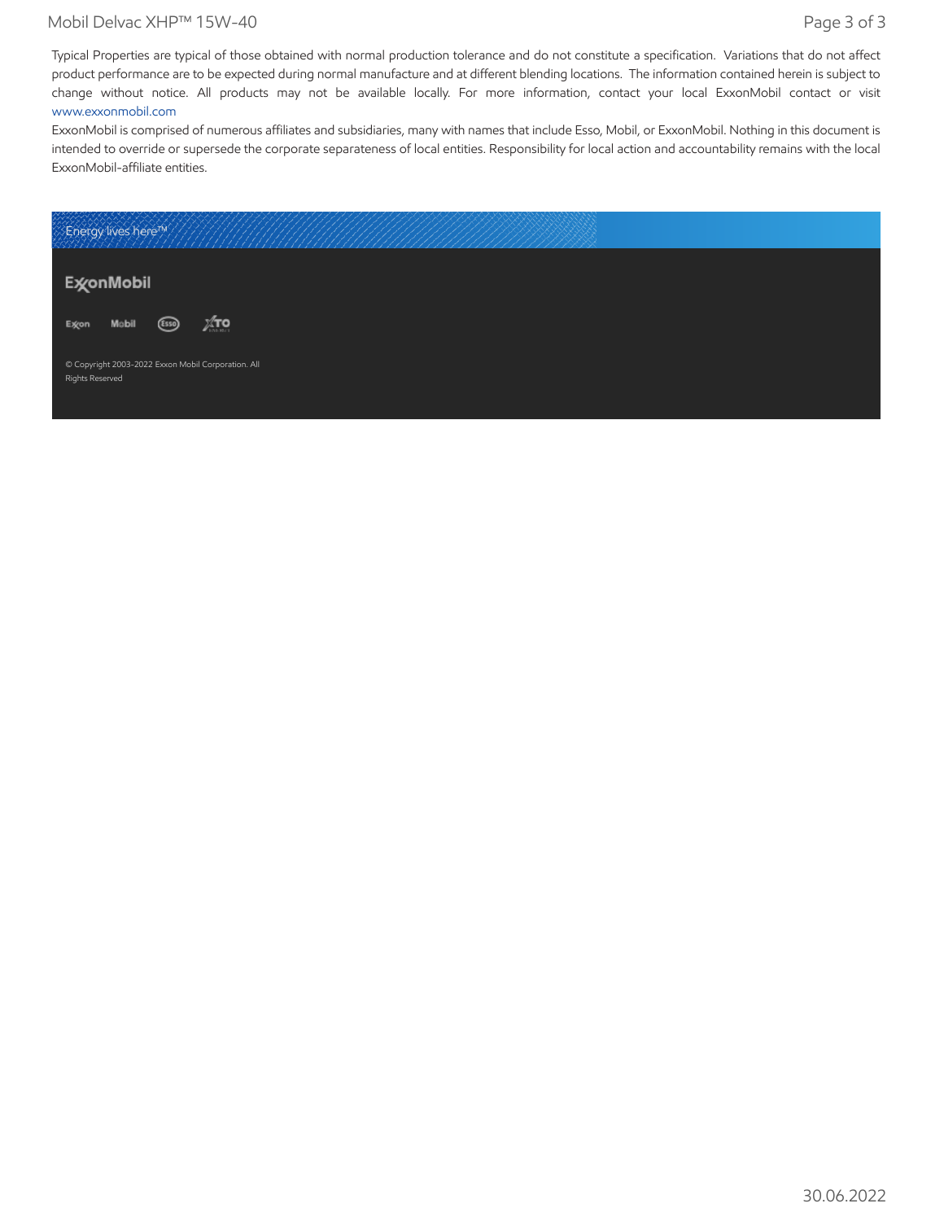Typical Properties are typical of those obtained with normal production tolerance and do not constitute a specification. Variations that do not affect product performance are to be expected during normal manufacture and at different blending locations. The information contained herein is subject to change without notice. All products may not be available locally. For more information, contact your local ExxonMobil contact or visit www.exxonmobil.com

ExxonMobil is comprised of numerous affiliates and subsidiaries, many with names that include Esso, Mobil, or ExxonMobil. Nothing in this document is intended to override or supersede the corporate separateness of local entities. Responsibility for local action and accountability remains with the local ExxonMobil-affiliate entities.

Energy lives here™

ExxonMobil

Exxon Mobil Esso XTO

© Copyright 2003-2022 Exxon Mobil Corporation. All Rights Reserved

30.06.2022